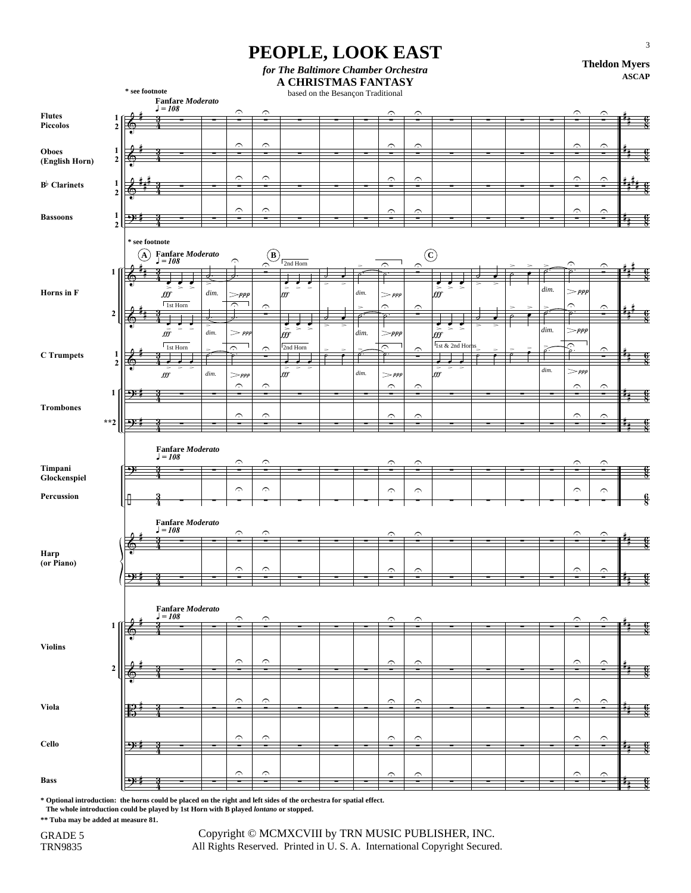# PEOPLE, LOOK EAST

*for The Baltimore Chamber Orchestra*

**A CHRISTMAS FANTASY**

based on the Besançon Traditional

**Theldon Myers**
**ASCAP**

\* Optional introduction: the horns could be placed on the right and left sides of the orchestra for spatial effect. The whole introduction could be played by 1st Horn with B played *lontano* or stopped.

\*\* Tuba may be added at measure 81.

GRADE 5
TRN9835

Copyright © MCMXCVIII by TRN MUSIC PUBLISHER, INC.
All Rights Reserved. Printed in U. S. A. International Copyright Secured.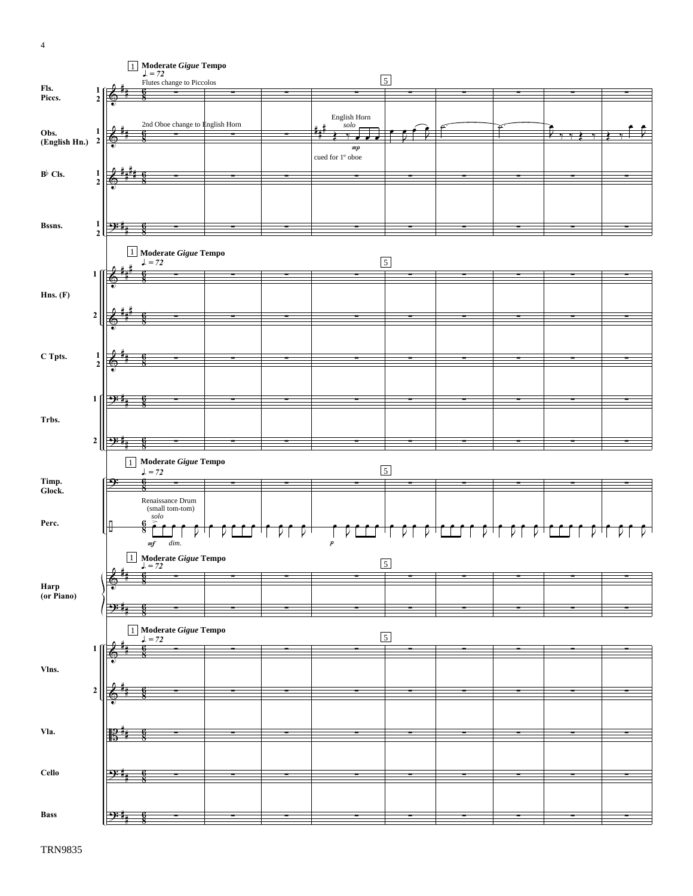1 Moderate *Gigue* Tempo

♩. = 72

Flutes change to Piccolos

5

Fls. / Piccs. 1 2

2nd Oboe change to English Horn

English Horn *solo*

*mp*

cued for 1º oboe

Obs. (English Hn.) 1 2

B♭ Cls. 1 2

Bssns. 1 2

1 Moderate *Gigue* Tempo

♩. = 72

5

Hns. (F) 1 2

C Tpts. 1 2

Trbs. 1 2

1 Moderate *Gigue* Tempo

♩. = 72

5

Timp. / Glock.

Renaissance Drum (small tom-tom) *solo*

Perc.

*mf* *dim.* *p*

1 Moderate *Gigue* Tempo

♩. = 72

5

Harp (or Piano)

1 Moderate *Gigue* Tempo

♩. = 72

5

Vlns. 1 2

Vla.

Cello

Bass

TRN9835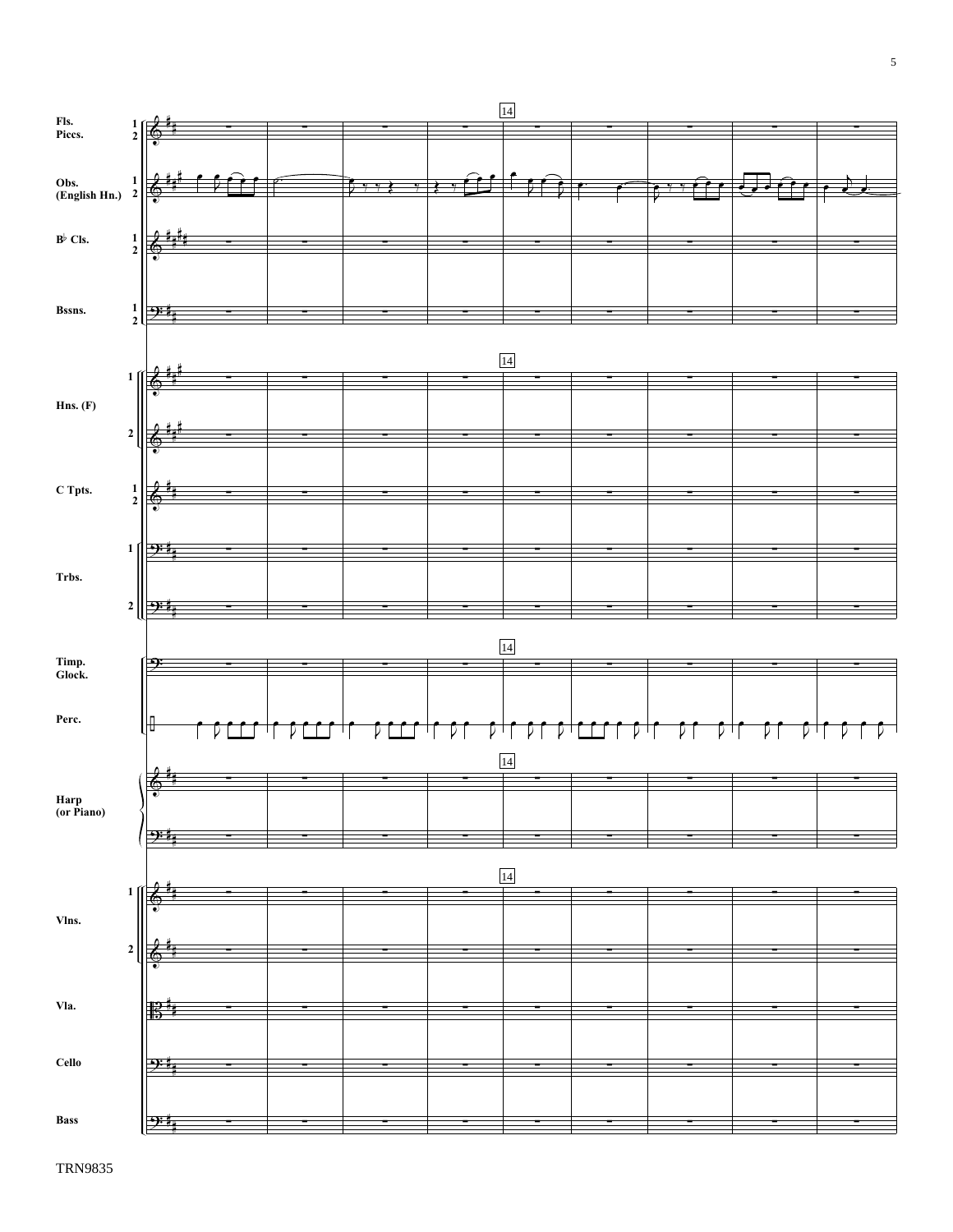Fls.
Piccs.

Obs.
(English Hn.)

B♭ Cls.

Bssns.

Hns. (F)

C Tpts.

Trbs.

Timp.
Glock.

Perc.

Harp
(or Piano)

Vlns.

Vla.

Cello

Bass

14

TRN9835